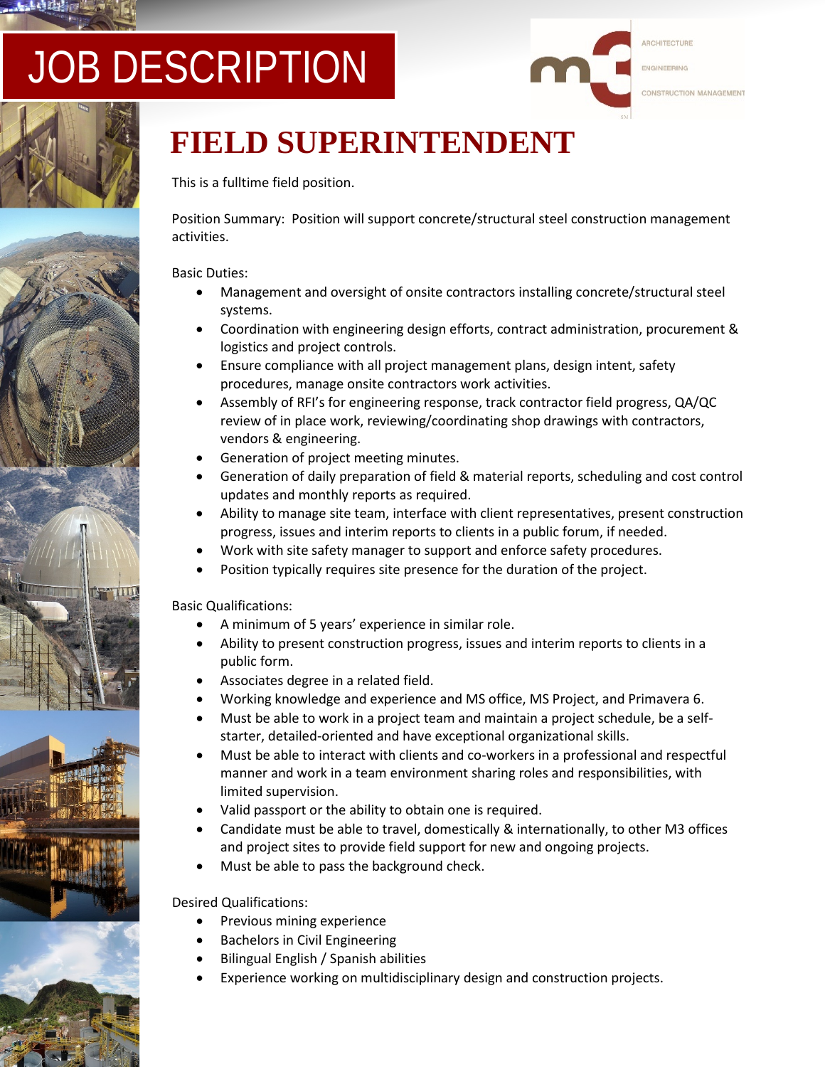# JOB DESCRIPTION

ARCHITECTURE
ENGINEERING
CONSTRUCTION MANAGEMENT

## FIELD SUPERINTENDENT

This is a fulltime field position.

Position Summary: Position will support concrete/structural steel construction management activities.

Basic Duties:

- Management and oversight of onsite contractors installing concrete/structural steel systems.
- Coordination with engineering design efforts, contract administration, procurement & logistics and project controls.
- Ensure compliance with all project management plans, design intent, safety procedures, manage onsite contractors work activities.
- Assembly of RFI's for engineering response, track contractor field progress, QA/QC review of in place work, reviewing/coordinating shop drawings with contractors, vendors & engineering.
- Generation of project meeting minutes.
- Generation of daily preparation of field & material reports, scheduling and cost control updates and monthly reports as required.
- Ability to manage site team, interface with client representatives, present construction progress, issues and interim reports to clients in a public forum, if needed.
- Work with site safety manager to support and enforce safety procedures.
- Position typically requires site presence for the duration of the project.

Basic Qualifications:

- A minimum of 5 years' experience in similar role.
- Ability to present construction progress, issues and interim reports to clients in a public form.
- Associates degree in a related field.
- Working knowledge and experience and MS office, MS Project, and Primavera 6.
- Must be able to work in a project team and maintain a project schedule, be a self-starter, detailed-oriented and have exceptional organizational skills.
- Must be able to interact with clients and co-workers in a professional and respectful manner and work in a team environment sharing roles and responsibilities, with limited supervision.
- Valid passport or the ability to obtain one is required.
- Candidate must be able to travel, domestically & internationally, to other M3 offices and project sites to provide field support for new and ongoing projects.
- Must be able to pass the background check.

Desired Qualifications:

- Previous mining experience
- Bachelors in Civil Engineering
- Bilingual English / Spanish abilities
- Experience working on multidisciplinary design and construction projects.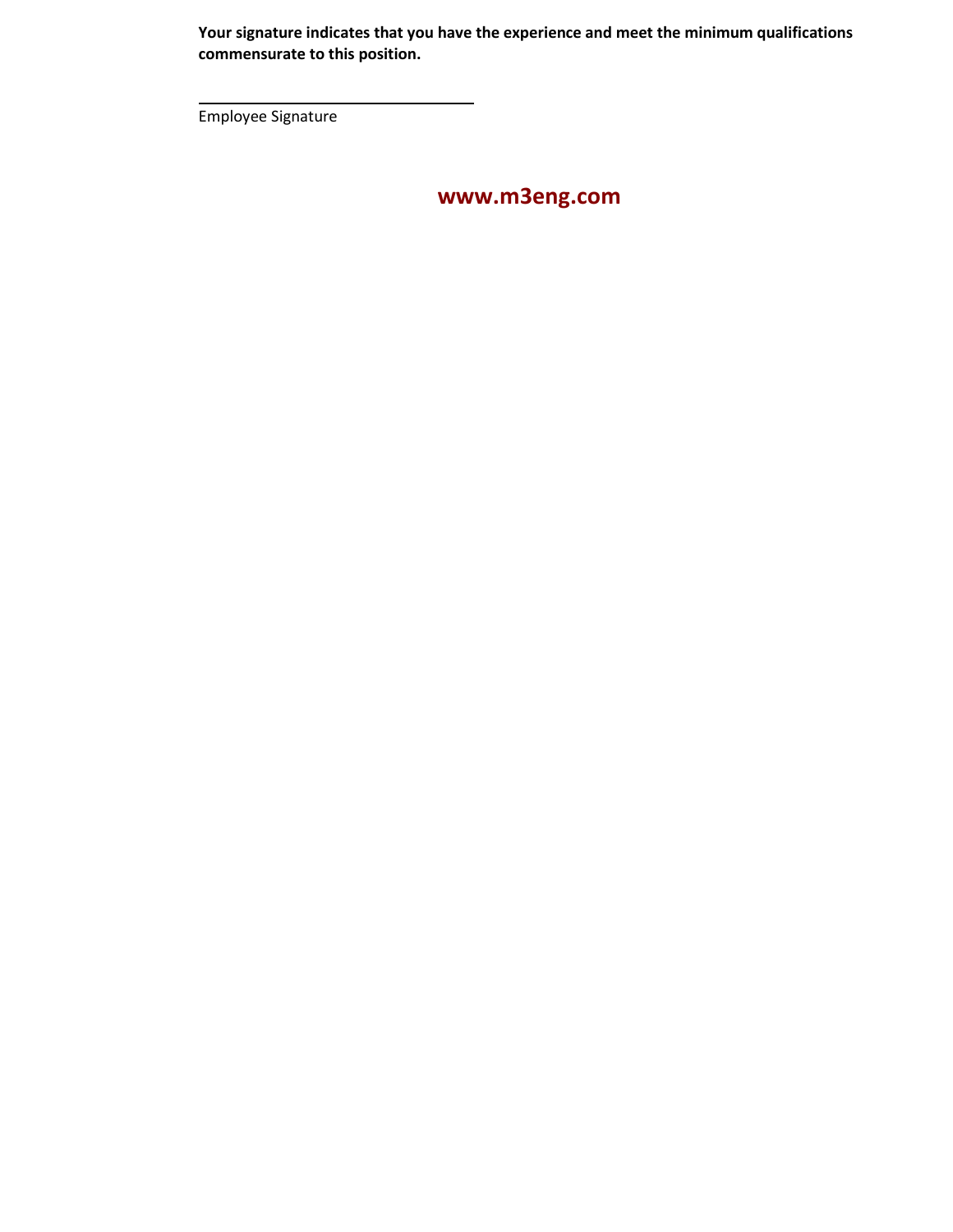**Your signature indicates that you have the experience and meet the minimum qualifications commensurate to this position.**

\_\_\_\_\_\_\_\_\_\_\_\_\_\_\_\_\_\_\_\_\_\_\_\_\_\_\_\_\_\_\_\_

Employee Signature

**www.m3eng.com**